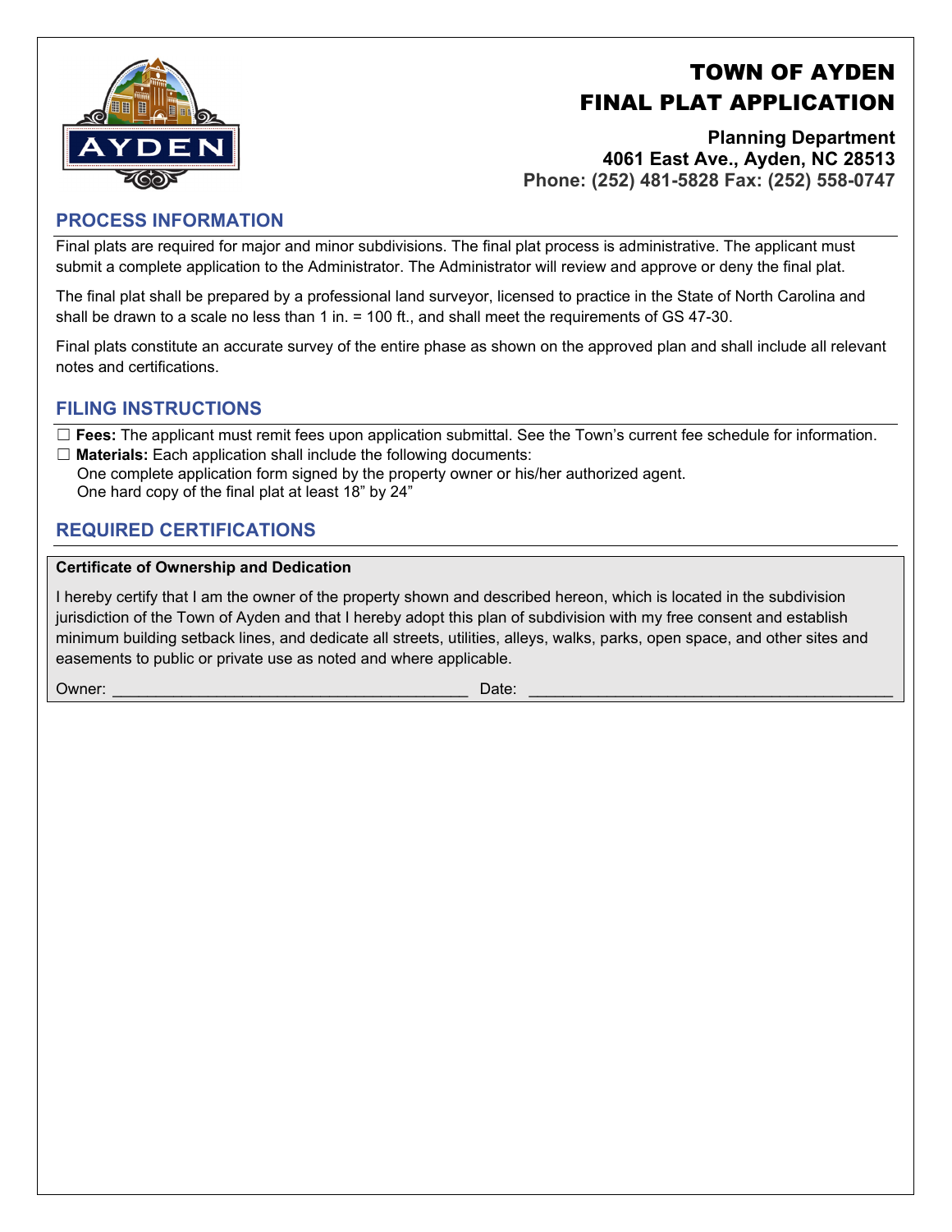# TOWN OF AYDEN
# FINAL PLAT APPLICATION

**Planning Department**
**4061 East Ave., Ayden, NC 28513**
**Phone: (252) 481-5828 Fax: (252) 558-0747**

## PROCESS INFORMATION

Final plats are required for major and minor subdivisions. The final plat process is administrative. The applicant must submit a complete application to the Administrator. The Administrator will review and approve or deny the final plat.

The final plat shall be prepared by a professional land surveyor, licensed to practice in the State of North Carolina and shall be drawn to a scale no less than 1 in. = 100 ft., and shall meet the requirements of GS 47-30.

Final plats constitute an accurate survey of the entire phase as shown on the approved plan and shall include all relevant notes and certifications.

## FILING INSTRUCTIONS

☐ **Fees:** The applicant must remit fees upon application submittal. See the Town's current fee schedule for information.

☐ **Materials:** Each application shall include the following documents:
One complete application form signed by the property owner or his/her authorized agent.
One hard copy of the final plat at least 18" by 24"

## REQUIRED CERTIFICATIONS

**Certificate of Ownership and Dedication**

I hereby certify that I am the owner of the property shown and described hereon, which is located in the subdivision jurisdiction of the Town of Ayden and that I hereby adopt this plan of subdivision with my free consent and establish minimum building setback lines, and dedicate all streets, utilities, alleys, walks, parks, open space, and other sites and easements to public or private use as noted and where applicable.

Owner: ________________________________________ Date: ________________________________________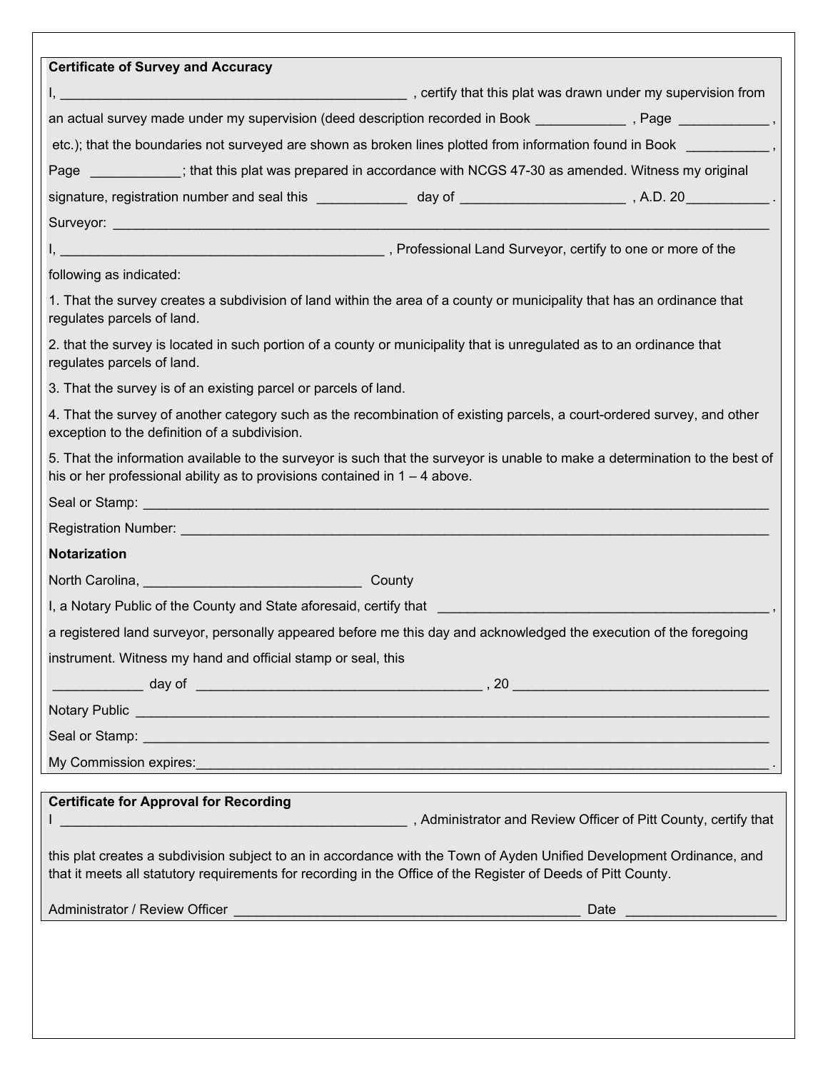**Certificate of Survey and Accuracy**

I, _______________________________________________ , certify that this plat was drawn under my supervision from an actual survey made under my supervision (deed description recorded in Book ____________ , Page ____________ , etc.); that the boundaries not surveyed are shown as broken lines plotted from information found in Book ___________ , Page ____________; that this plat was prepared in accordance with NCGS 47-30 as amended. Witness my original signature, registration number and seal this ____________ day of ______________________ , A.D. 20___________ .

Surveyor: ________________________________________________________________________________

I, ___________________________________________ , Professional Land Surveyor, certify to one or more of the following as indicated:

1. That the survey creates a subdivision of land within the area of a county or municipality that has an ordinance that regulates parcels of land.

2. that the survey is located in such portion of a county or municipality that is unregulated as to an ordinance that regulates parcels of land.

3. That the survey is of an existing parcel or parcels of land.

4. That the survey of another category such as the recombination of existing parcels, a court-ordered survey, and other exception to the definition of a subdivision.

5. That the information available to the surveyor is such that the surveyor is unable to make a determination to the best of his or her professional ability as to provisions contained in 1 – 4 above.

Seal or Stamp: ____________________________________________________________________________

Registration Number: _______________________________________________________________________

**Notarization**

North Carolina, _____________________________ County

I, a Notary Public of the County and State aforesaid, certify that _____________________________________________ , a registered land surveyor, personally appeared before me this day and acknowledged the execution of the foregoing instrument. Witness my hand and official stamp or seal, this

____________ day of ______________________________________ , 20 _________________________________

Notary Public ______________________________________________________________________________

Seal or Stamp: _____________________________________________________________________________

My Commission expires:______________________________________________________________________ .

**Certificate for Approval for Recording**

I _______________________________________________ , Administrator and Review Officer of Pitt County, certify that this plat creates a subdivision subject to an in accordance with the Town of Ayden Unified Development Ordinance, and that it meets all statutory requirements for recording in the Office of the Register of Deeds of Pitt County.

Administrator / Review Officer _______________________________________________ Date ___________________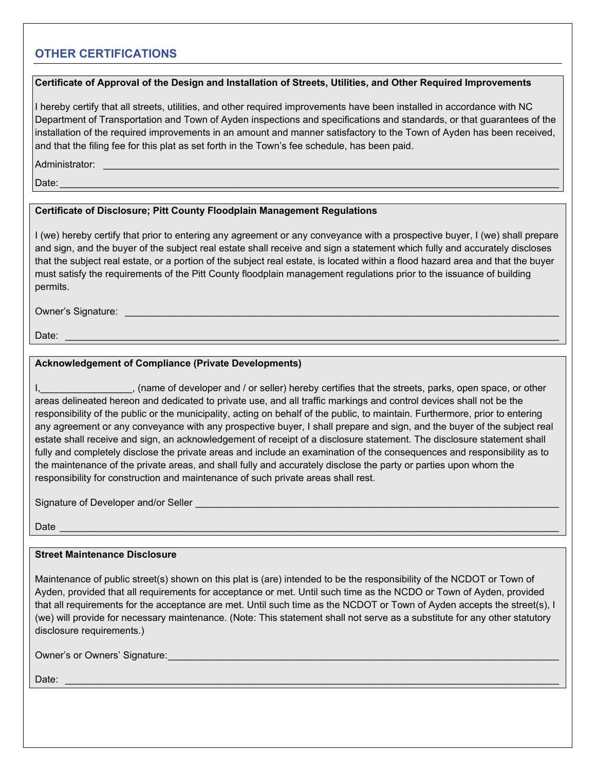## OTHER CERTIFICATIONS

**Certificate of Approval of the Design and Installation of Streets, Utilities, and Other Required Improvements**

I hereby certify that all streets, utilities, and other required improvements have been installed in accordance with NC Department of Transportation and Town of Ayden inspections and specifications and standards, or that guarantees of the installation of the required improvements in an amount and manner satisfactory to the Town of Ayden has been received, and that the filing fee for this plat as set forth in the Town's fee schedule, has been paid.

Administrator: ____________________________________________________________________________

Date:____________________________________________________________________________________

**Certificate of Disclosure; Pitt County Floodplain Management Regulations**

I (we) hereby certify that prior to entering any agreement or any conveyance with a prospective buyer, I (we) shall prepare and sign, and the buyer of the subject real estate shall receive and sign a statement which fully and accurately discloses that the subject real estate, or a portion of the subject real estate, is located within a flood hazard area and that the buyer must satisfy the requirements of the Pitt County floodplain management regulations prior to the issuance of building permits.

Owner's Signature: ________________________________________________________________________

Date: ___________________________________________________________________________________

**Acknowledgement of Compliance (Private Developments)**

I,_________________, (name of developer and / or seller) hereby certifies that the streets, parks, open space, or other areas delineated hereon and dedicated to private use, and all traffic markings and control devices shall not be the responsibility of the public or the municipality, acting on behalf of the public, to maintain. Furthermore, prior to entering any agreement or any conveyance with any prospective buyer, I shall prepare and sign, and the buyer of the subject real estate shall receive and sign, an acknowledgement of receipt of a disclosure statement. The disclosure statement shall fully and completely disclose the private areas and include an examination of the consequences and responsibility as to the maintenance of the private areas, and shall fully and accurately disclose the party or parties upon whom the responsibility for construction and maintenance of such private areas shall rest.

Signature of Developer and/or Seller ______________________________________________________

Date ___________________________________________________________________________________

**Street Maintenance Disclosure**

Maintenance of public street(s) shown on this plat is (are) intended to be the responsibility of the NCDOT or Town of Ayden, provided that all requirements for acceptance or met. Until such time as the NCDO or Town of Ayden, provided that all requirements for the acceptance are met. Until such time as the NCDOT or Town of Ayden accepts the street(s), I (we) will provide for necessary maintenance. (Note: This statement shall not serve as a substitute for any other statutory disclosure requirements.)

Owner's or Owners' Signature:____________________________________________________________

Date: ___________________________________________________________________________________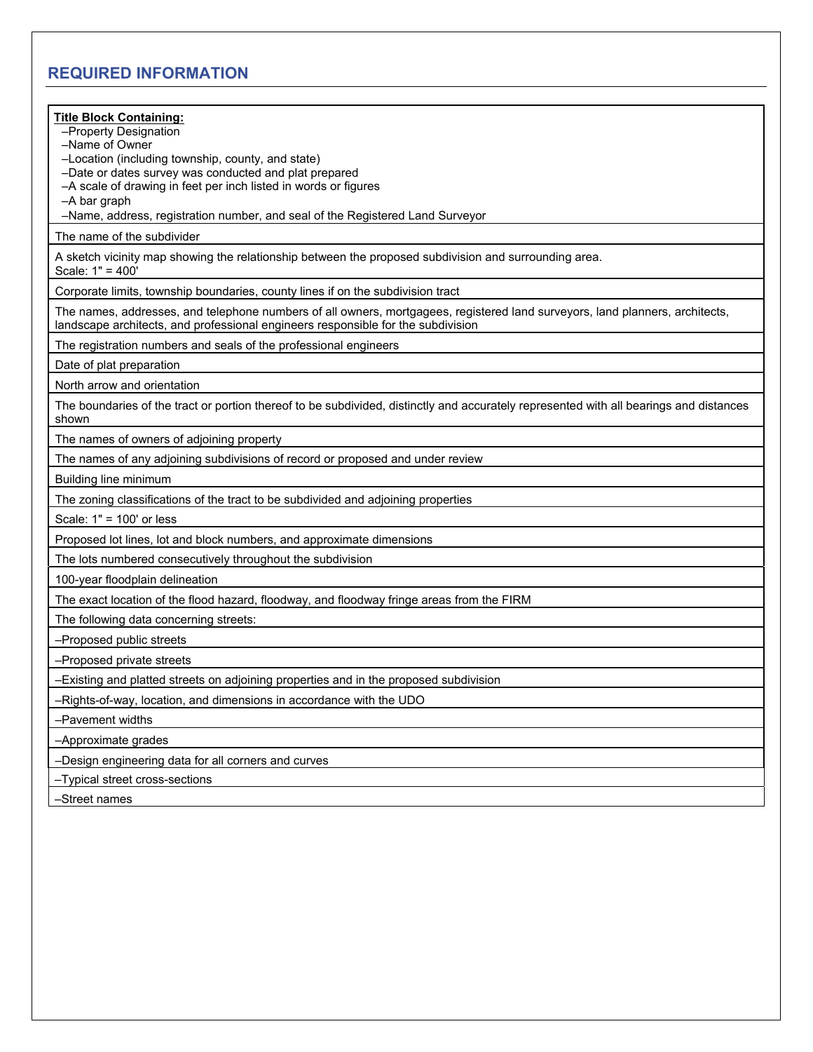## REQUIRED INFORMATION

| **Title Block Containing:**<br>–Property Designation<br>–Name of Owner<br>–Location (including township, county, and state)<br>–Date or dates survey was conducted and plat prepared<br>–A scale of drawing in feet per inch listed in words or figures<br>–A bar graph<br>–Name, address, registration number, and seal of the Registered Land Surveyor |
|---|
| The name of the subdivider |
| A sketch vicinity map showing the relationship between the proposed subdivision and surrounding area.<br>Scale: 1" = 400' |
| Corporate limits, township boundaries, county lines if on the subdivision tract |
| The names, addresses, and telephone numbers of all owners, mortgagees, registered land surveyors, land planners, architects, landscape architects, and professional engineers responsible for the subdivision |
| The registration numbers and seals of the professional engineers |
| Date of plat preparation |
| North arrow and orientation |
| The boundaries of the tract or portion thereof to be subdivided, distinctly and accurately represented with all bearings and distances shown |
| The names of owners of adjoining property |
| The names of any adjoining subdivisions of record or proposed and under review |
| Building line minimum |
| The zoning classifications of the tract to be subdivided and adjoining properties |
| Scale: 1" = 100' or less |
| Proposed lot lines, lot and block numbers, and approximate dimensions |
| The lots numbered consecutively throughout the subdivision |
| 100-year floodplain delineation |
| The exact location of the flood hazard, floodway, and floodway fringe areas from the FIRM |
| The following data concerning streets: |
| –Proposed public streets |
| –Proposed private streets |
| –Existing and platted streets on adjoining properties and in the proposed subdivision |
| –Rights-of-way, location, and dimensions in accordance with the UDO |
| –Pavement widths |
| –Approximate grades |
| –Design engineering data for all corners and curves |
| –Typical street cross-sections |
| –Street names |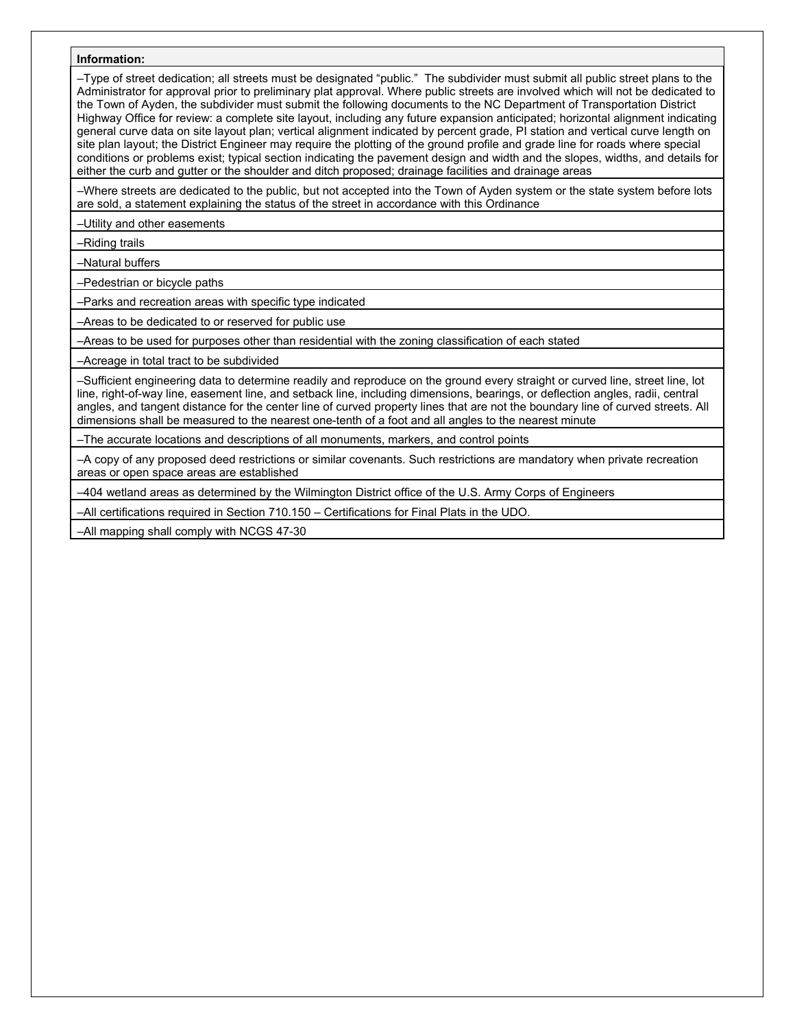| Information: |
|---|
| –Type of street dedication; all streets must be designated "public." The subdivider must submit all public street plans to the Administrator for approval prior to preliminary plat approval. Where public streets are involved which will not be dedicated to the Town of Ayden, the subdivider must submit the following documents to the NC Department of Transportation District Highway Office for review: a complete site layout, including any future expansion anticipated; horizontal alignment indicating general curve data on site layout plan; vertical alignment indicated by percent grade, PI station and vertical curve length on site plan layout; the District Engineer may require the plotting of the ground profile and grade line for roads where special conditions or problems exist; typical section indicating the pavement design and width and the slopes, widths, and details for either the curb and gutter or the shoulder and ditch proposed; drainage facilities and drainage areas |
| –Where streets are dedicated to the public, but not accepted into the Town of Ayden system or the state system before lots are sold, a statement explaining the status of the street in accordance with this Ordinance |
| –Utility and other easements |
| –Riding trails |
| –Natural buffers |
| –Pedestrian or bicycle paths |
| –Parks and recreation areas with specific type indicated |
| –Areas to be dedicated to or reserved for public use |
| –Areas to be used for purposes other than residential with the zoning classification of each stated |
| –Acreage in total tract to be subdivided |
| –Sufficient engineering data to determine readily and reproduce on the ground every straight or curved line, street line, lot line, right-of-way line, easement line, and setback line, including dimensions, bearings, or deflection angles, radii, central angles, and tangent distance for the center line of curved property lines that are not the boundary line of curved streets. All dimensions shall be measured to the nearest one-tenth of a foot and all angles to the nearest minute |
| –The accurate locations and descriptions of all monuments, markers, and control points |
| –A copy of any proposed deed restrictions or similar covenants. Such restrictions are mandatory when private recreation areas or open space areas are established |
| –404 wetland areas as determined by the Wilmington District office of the U.S. Army Corps of Engineers |
| –All certifications required in Section 710.150 – Certifications for Final Plats in the UDO. |
| –All mapping shall comply with NCGS 47-30 |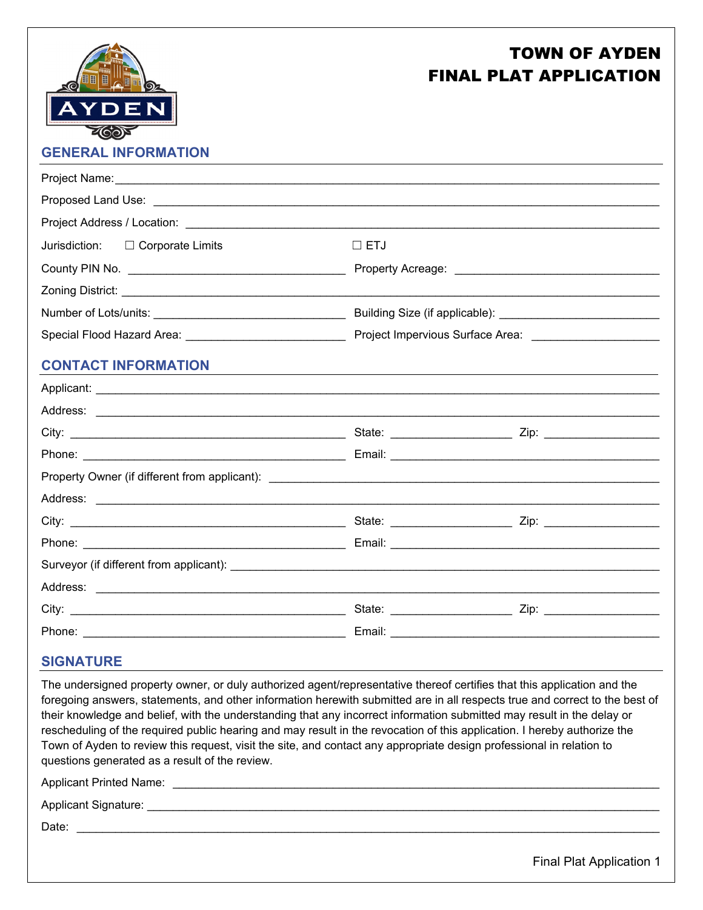# TOWN OF AYDEN
# FINAL PLAT APPLICATION

## GENERAL INFORMATION

Project Name: ______________________________________________________________

Proposed Land Use: __________________________________________________________

Project Address / Location: ____________________________________________________

Jurisdiction: ☐ Corporate Limits ☐ ETJ

County PIN No. ______________________________ Property Acreage: ______________________________

Zoning District: ______________________________________________________________

Number of Lots/units: ___________________________ Building Size (if applicable): _______________________

Special Flood Hazard Area: _______________________ Project Impervious Surface Area: ___________________

## CONTACT INFORMATION

Applicant: ___________________________________________________________________

Address: ____________________________________________________________________

City: ______________________________________ State: __________________ Zip: __________________

Phone: _____________________________________ Email: ________________________________________

Property Owner (if different from applicant): ______________________________________________

Address: ____________________________________________________________________

City: ______________________________________ State: __________________ Zip: __________________

Phone: _____________________________________ Email: ________________________________________

Surveyor (if different from applicant): ____________________________________________________

Address: ____________________________________________________________________

City: ______________________________________ State: __________________ Zip: __________________

Phone: _____________________________________ Email: ________________________________________

## SIGNATURE

The undersigned property owner, or duly authorized agent/representative thereof certifies that this application and the foregoing answers, statements, and other information herewith submitted are in all respects true and correct to the best of their knowledge and belief, with the understanding that any incorrect information submitted may result in the delay or rescheduling of the required public hearing and may result in the revocation of this application. I hereby authorize the Town of Ayden to review this request, visit the site, and contact any appropriate design professional in relation to questions generated as a result of the review.

Applicant Printed Name: _______________________________________________________

Applicant Signature: __________________________________________________________

Date: _______________________________________________________________________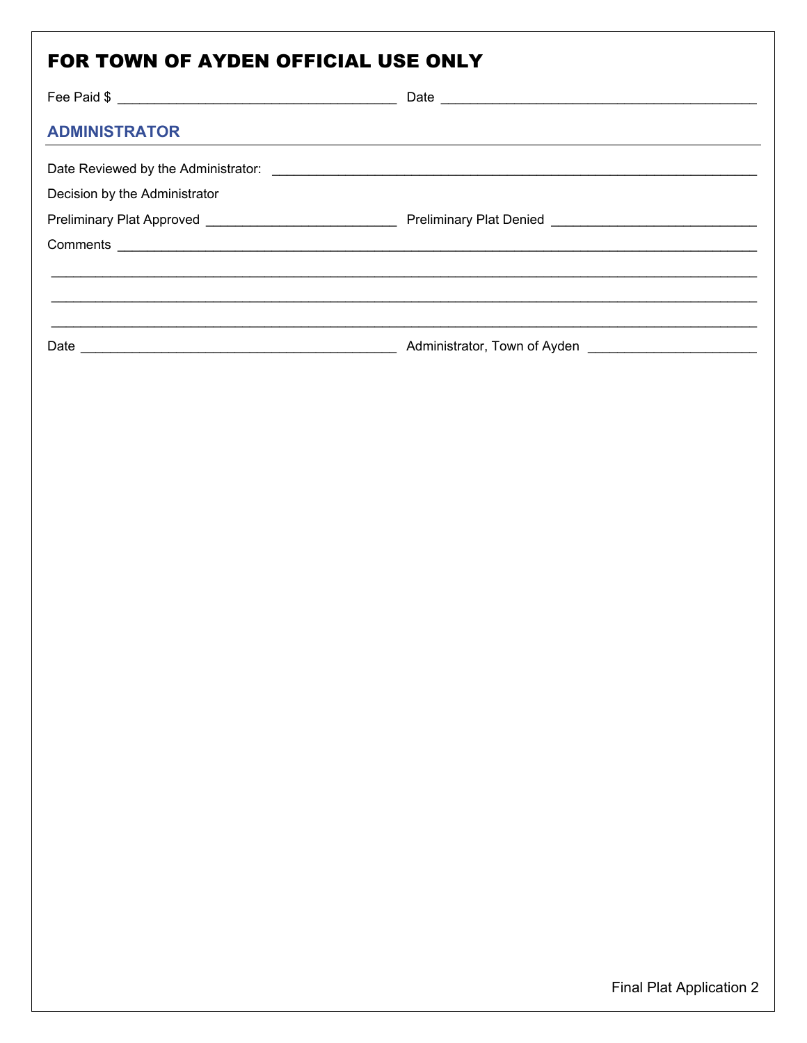# FOR TOWN OF AYDEN OFFICIAL USE ONLY

Fee Paid $ ______________________________________ Date __________________________________________

## ADMINISTRATOR

Date Reviewed by the Administrator: _________________________________________________________________

Decision by the Administrator

Preliminary Plat Approved __________________________ Preliminary Plat Denied ____________________________

Comments _______________________________________________________________________________________

_______________________________________________________________________________________________

_______________________________________________________________________________________________

_______________________________________________________________________________________________

Date ___________________________________________ Administrator, Town of Ayden _______________________

Final Plat Application 2